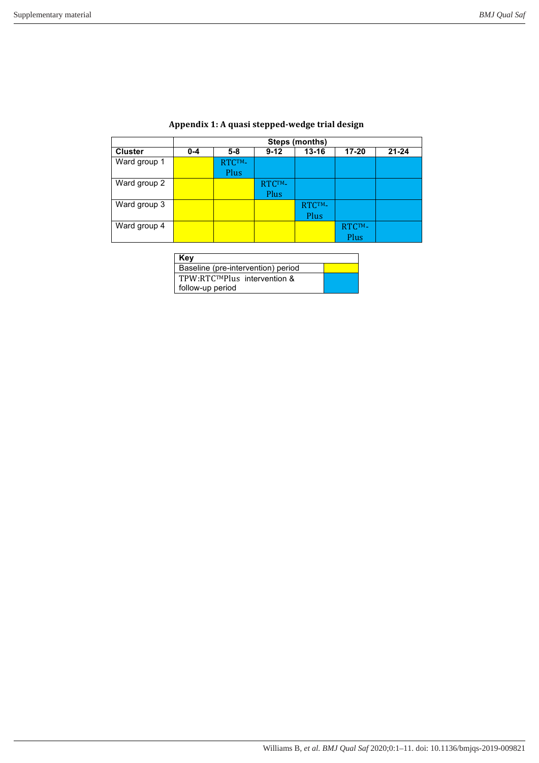## Appendix 1: A quasi stepped-wedge trial design

| | Steps (months) | | | | | |
|---|---|---|---|---|---|---|
| **Cluster** | **0-4** | **5-8** | **9-12** | **13-16** | **17-20** | **21-24** |
| Ward group 1 | | RTC™-Plus | | | | |
| Ward group 2 | | | RTC™-Plus | | | |
| Ward group 3 | | | | RTC™-Plus | | |
| Ward group 4 | | | | | RTC™-Plus | |

Ward group 1: 0-4 baseline; 5-24 intervention & follow-up. Ward group 2: 0-8 baseline; 9-24 intervention & follow-up. Ward group 3: 0-12 baseline; 13-24 intervention & follow-up. Ward group 4: 0-16 baseline; 17-24 intervention & follow-up.

| Key | |
|---|---|
| Baseline (pre-intervention) period | (yellow) |
| TPW:RTC™Plus intervention & follow-up period | (blue) |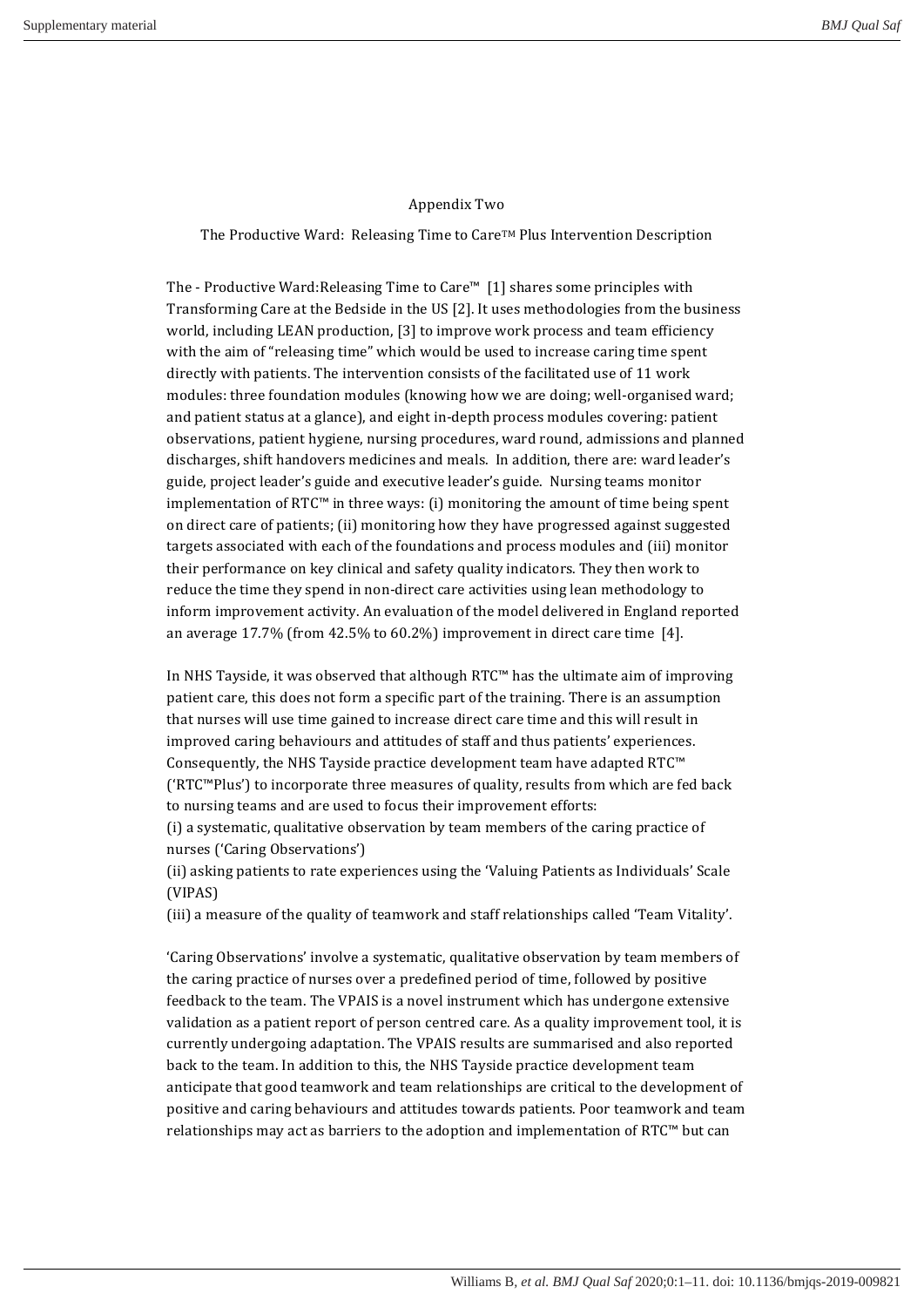Appendix Two

The Productive Ward: Releasing Time to Care™ Plus Intervention Description

The - Productive Ward:Releasing Time to Care™ [1] shares some principles with Transforming Care at the Bedside in the US [2]. It uses methodologies from the business world, including LEAN production, [3] to improve work process and team efficiency with the aim of "releasing time" which would be used to increase caring time spent directly with patients. The intervention consists of the facilitated use of 11 work modules: three foundation modules (knowing how we are doing; well-organised ward; and patient status at a glance), and eight in-depth process modules covering: patient observations, patient hygiene, nursing procedures, ward round, admissions and planned discharges, shift handovers medicines and meals. In addition, there are: ward leader's guide, project leader's guide and executive leader's guide. Nursing teams monitor implementation of RTC™ in three ways: (i) monitoring the amount of time being spent on direct care of patients; (ii) monitoring how they have progressed against suggested targets associated with each of the foundations and process modules and (iii) monitor their performance on key clinical and safety quality indicators. They then work to reduce the time they spend in non-direct care activities using lean methodology to inform improvement activity. An evaluation of the model delivered in England reported an average 17.7% (from 42.5% to 60.2%) improvement in direct care time [4].

In NHS Tayside, it was observed that although RTC™ has the ultimate aim of improving patient care, this does not form a specific part of the training. There is an assumption that nurses will use time gained to increase direct care time and this will result in improved caring behaviours and attitudes of staff and thus patients' experiences. Consequently, the NHS Tayside practice development team have adapted RTC™ ('RTC™Plus') to incorporate three measures of quality, results from which are fed back to nursing teams and are used to focus their improvement efforts:
(i) a systematic, qualitative observation by team members of the caring practice of nurses ('Caring Observations')
(ii) asking patients to rate experiences using the 'Valuing Patients as Individuals' Scale (VIPAS)
(iii) a measure of the quality of teamwork and staff relationships called 'Team Vitality'.

'Caring Observations' involve a systematic, qualitative observation by team members of the caring practice of nurses over a predefined period of time, followed by positive feedback to the team. The VPAIS is a novel instrument which has undergone extensive validation as a patient report of person centred care. As a quality improvement tool, it is currently undergoing adaptation. The VPAIS results are summarised and also reported back to the team. In addition to this, the NHS Tayside practice development team anticipate that good teamwork and team relationships are critical to the development of positive and caring behaviours and attitudes towards patients. Poor teamwork and team relationships may act as barriers to the adoption and implementation of RTC™ but can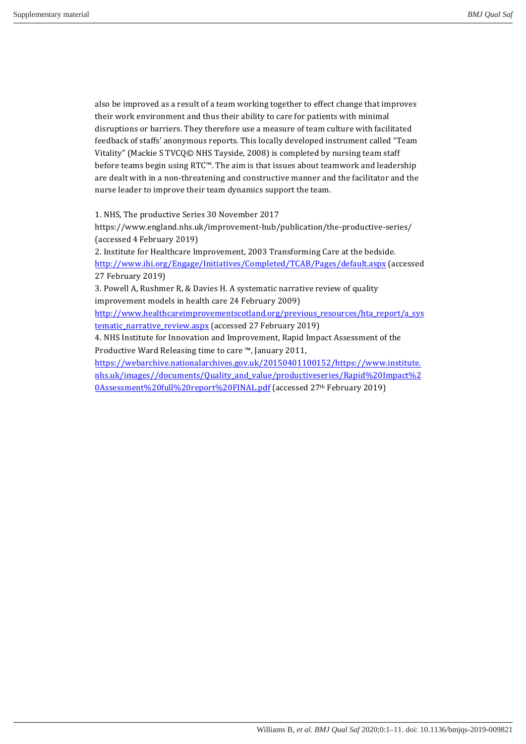also be improved as a result of a team working together to effect change that improves their work environment and thus their ability to care for patients with minimal disruptions or barriers. They therefore use a measure of team culture with facilitated feedback of staffs' anonymous reports. This locally developed instrument called "Team Vitality" (Mackie S TVCQ© NHS Tayside, 2008) is completed by nursing team staff before teams begin using RTC™. The aim is that issues about teamwork and leadership are dealt with in a non-threatening and constructive manner and the facilitator and the nurse leader to improve their team dynamics support the team.

1. NHS, The productive Series 30 November 2017 https://www.england.nhs.uk/improvement-hub/publication/the-productive-series/ (accessed 4 February 2019)
2. Institute for Healthcare Improvement, 2003 Transforming Care at the bedside. http://www.ihi.org/Engage/Initiatives/Completed/TCAB/Pages/default.aspx (accessed 27 February 2019)
3. Powell A, Rushmer R, & Davies H. A systematic narrative review of quality improvement models in health care 24 February 2009) http://www.healthcareimprovementscotland.org/previous_resources/hta_report/a_systematic_narrative_review.aspx (accessed 27 February 2019)
4. NHS Institute for Innovation and Improvement, Rapid Impact Assessment of the Productive Ward Releasing time to care ™, January 2011, https://webarchive.nationalarchives.gov.uk/20150401100152/https://www.institute.nhs.uk/images//documents/Quality_and_value/productiveseries/Rapid%20Impact%20Assessment%20full%20report%20FINAL.pdf (accessed 27th February 2019)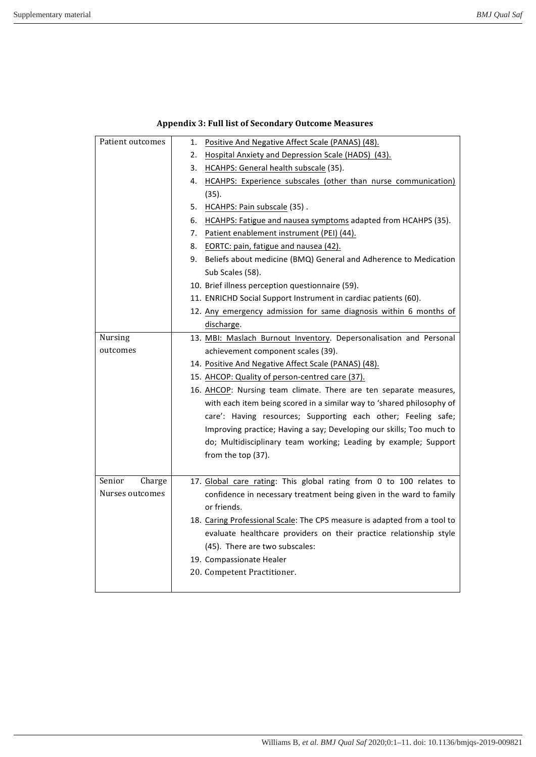**Appendix 3: Full list of Secondary Outcome Measures**

| | |
|---|---|
| Patient outcomes | 1. Positive And Negative Affect Scale (PANAS) (48).<br>2. Hospital Anxiety and Depression Scale (HADS) (43).<br>3. HCAHPS: General health subscale (35).<br>4. HCAHPS: Experience subscales (other than nurse communication) (35).<br>5. HCAHPS: Pain subscale (35) .<br>6. HCAHPS: Fatigue and nausea symptoms adapted from HCAHPS (35).<br>7. Patient enablement instrument (PEI) (44).<br>8. EORTC: pain, fatigue and nausea (42).<br>9. Beliefs about medicine (BMQ) General and Adherence to Medication Sub Scales (58).<br>10. Brief illness perception questionnaire (59).<br>11. ENRICHD Social Support Instrument in cardiac patients (60).<br>12. Any emergency admission for same diagnosis within 6 months of discharge. |
| Nursing outcomes | 13. MBI: Maslach Burnout Inventory. Depersonalisation and Personal achievement component scales (39).<br>14. Positive And Negative Affect Scale (PANAS) (48).<br>15. AHCOP: Quality of person-centred care (37).<br>16. AHCOP: Nursing team climate. There are ten separate measures, with each item being scored in a similar way to 'shared philosophy of care': Having resources; Supporting each other; Feeling safe; Improving practice; Having a say; Developing our skills; Too much to do; Multidisciplinary team working; Leading by example; Support from the top (37). |
| Senior Charge Nurses outcomes | 17. Global care rating: This global rating from 0 to 100 relates to confidence in necessary treatment being given in the ward to family or friends.<br>18. Caring Professional Scale: The CPS measure is adapted from a tool to evaluate healthcare providers on their practice relationship style (45). There are two subscales:<br>19. Compassionate Healer<br>20. Competent Practitioner. |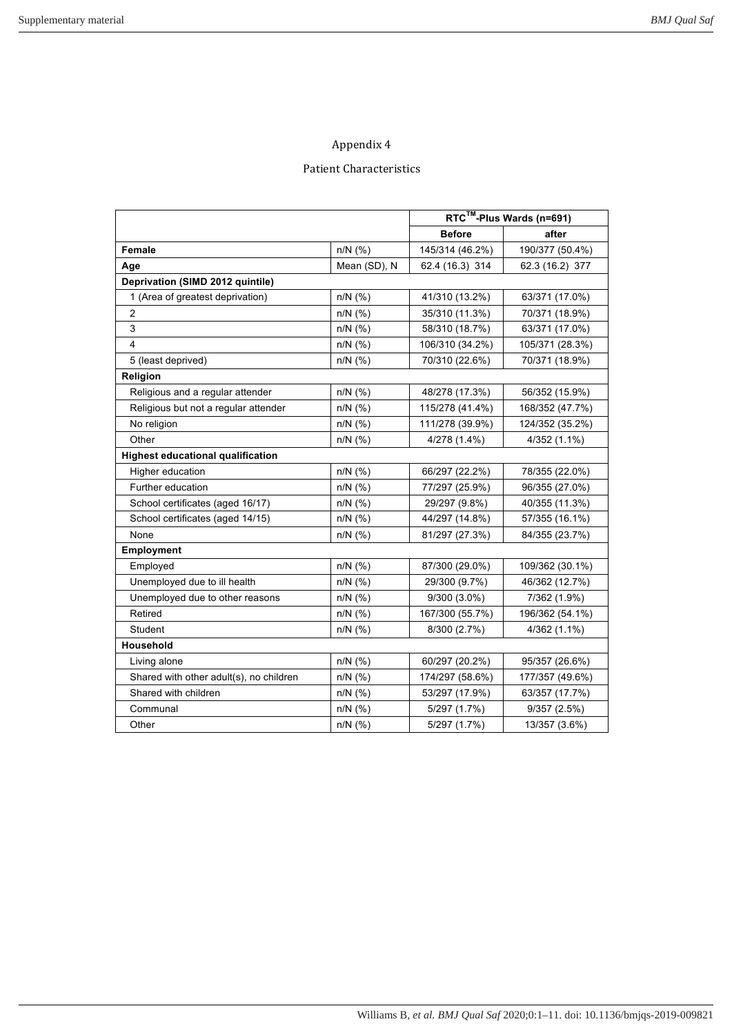## Appendix 4

### Patient Characteristics

| | | RTC$^{TM}$-Plus Wards (n=691) | |
|---|---|---|---|
| | | **Before** | **after** |
| **Female** | n/N (%) | 145/314 (46.2%) | 190/377 (50.4%) |
| **Age** | Mean (SD), N | 62.4 (16.3) 314 | 62.3 (16.2) 377 |
| **Deprivation (SIMD 2012 quintile)** | | | |
| 1 (Area of greatest deprivation) | n/N (%) | 41/310 (13.2%) | 63/371 (17.0%) |
| 2 | n/N (%) | 35/310 (11.3%) | 70/371 (18.9%) |
| 3 | n/N (%) | 58/310 (18.7%) | 63/371 (17.0%) |
| 4 | n/N (%) | 106/310 (34.2%) | 105/371 (28.3%) |
| 5 (least deprived) | n/N (%) | 70/310 (22.6%) | 70/371 (18.9%) |
| **Religion** | | | |
| Religious and a regular attender | n/N (%) | 48/278 (17.3%) | 56/352 (15.9%) |
| Religious but not a regular attender | n/N (%) | 115/278 (41.4%) | 168/352 (47.7%) |
| No religion | n/N (%) | 111/278 (39.9%) | 124/352 (35.2%) |
| Other | n/N (%) | 4/278 (1.4%) | 4/352 (1.1%) |
| **Highest educational qualification** | | | |
| Higher education | n/N (%) | 66/297 (22.2%) | 78/355 (22.0%) |
| Further education | n/N (%) | 77/297 (25.9%) | 96/355 (27.0%) |
| School certificates (aged 16/17) | n/N (%) | 29/297 (9.8%) | 40/355 (11.3%) |
| School certificates (aged 14/15) | n/N (%) | 44/297 (14.8%) | 57/355 (16.1%) |
| None | n/N (%) | 81/297 (27.3%) | 84/355 (23.7%) |
| **Employment** | | | |
| Employed | n/N (%) | 87/300 (29.0%) | 109/362 (30.1%) |
| Unemployed due to ill health | n/N (%) | 29/300 (9.7%) | 46/362 (12.7%) |
| Unemployed due to other reasons | n/N (%) | 9/300 (3.0%) | 7/362 (1.9%) |
| Retired | n/N (%) | 167/300 (55.7%) | 196/362 (54.1%) |
| Student | n/N (%) | 8/300 (2.7%) | 4/362 (1.1%) |
| **Household** | | | |
| Living alone | n/N (%) | 60/297 (20.2%) | 95/357 (26.6%) |
| Shared with other adult(s), no children | n/N (%) | 174/297 (58.6%) | 177/357 (49.6%) |
| Shared with children | n/N (%) | 53/297 (17.9%) | 63/357 (17.7%) |
| Communal | n/N (%) | 5/297 (1.7%) | 9/357 (2.5%) |
| Other | n/N (%) | 5/297 (1.7%) | 13/357 (3.6%) |